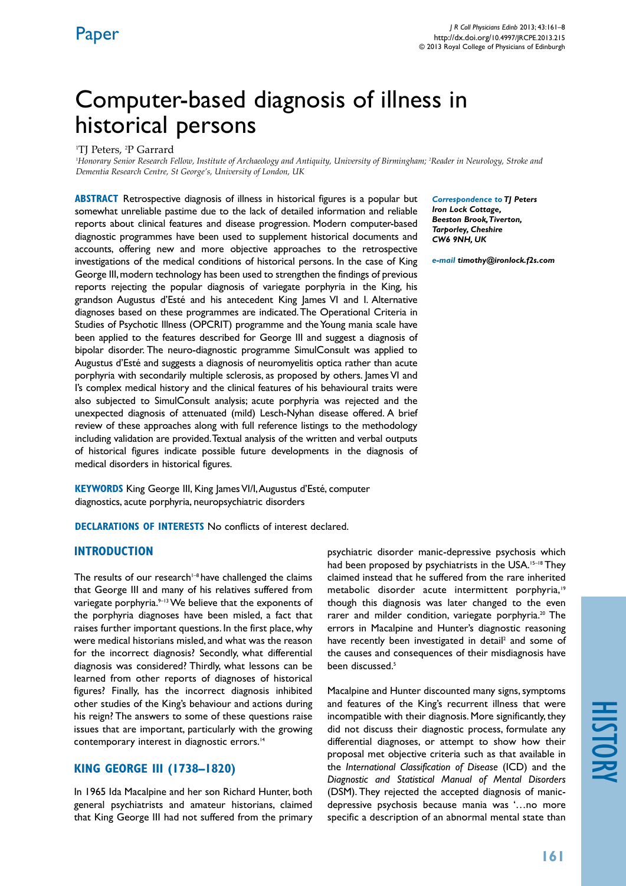Paper

# Computer-based diagnosis of illness in historical persons

[1]TJ Peters, [2]P Garrard

[1]*Honorary Senior Research Fellow, Institute of Archaeology and Antiquity, University of Birmingham;* [2]*Reader in Neurology, Stroke and Dementia Research Centre, St George's, University of London, UK*

**ABSTRACT** Retrospective diagnosis of illness in historical figures is a popular but somewhat unreliable pastime due to the lack of detailed information and reliable reports about clinical features and disease progression. Modern computer-based diagnostic programmes have been used to supplement historical documents and accounts, offering new and more objective approaches to the retrospective investigations of the medical conditions of historical persons. In the case of King George III, modern technology has been used to strengthen the findings of previous reports rejecting the popular diagnosis of variegate porphyria in the King, his grandson Augustus d'Esté and his antecedent King James VI and I. Alternative diagnoses based on these programmes are indicated. The Operational Criteria in Studies of Psychotic Illness (OPCRIT) programme and the Young mania scale have been applied to the features described for George III and suggest a diagnosis of bipolar disorder. The neuro-diagnostic programme SimulConsult was applied to Augustus d'Esté and suggests a diagnosis of neuromyelitis optica rather than acute porphyria with secondarily multiple sclerosis, as proposed by others. James VI and I's complex medical history and the clinical features of his behavioural traits were also subjected to SimulConsult analysis; acute porphyria was rejected and the unexpected diagnosis of attenuated (mild) Lesch-Nyhan disease offered. A brief review of these approaches along with full reference listings to the methodology including validation are provided. Textual analysis of the written and verbal outputs of historical figures indicate possible future developments in the diagnosis of medical disorders in historical figures.

***Correspondence to* TJ Peters**
***Iron Lock Cottage,***
***Beeston Brook, Tiverton,***
***Tarporley, Cheshire***
***CW6 9NH, UK***

***e-mail* timothy@ironlock.f2s.com**

**KEYWORDS** King George III, King James VI/I, Augustus d'Esté, computer diagnostics, acute porphyria, neuropsychiatric disorders

**DECLARATIONS OF INTERESTS** No conflicts of interest declared.

## INTRODUCTION

The results of our research[1–8] have challenged the claims that George III and many of his relatives suffered from variegate porphyria.[9–13] We believe that the exponents of the porphyria diagnoses have been misled, a fact that raises further important questions. In the first place, why were medical historians misled, and what was the reason for the incorrect diagnosis? Secondly, what differential diagnosis was considered? Thirdly, what lessons can be learned from other reports of diagnoses of historical figures? Finally, has the incorrect diagnosis inhibited other studies of the King's behaviour and actions during his reign? The answers to some of these questions raise issues that are important, particularly with the growing contemporary interest in diagnostic errors.[14]

## KING GEORGE III (1738–1820)

In 1965 Ida Macalpine and her son Richard Hunter, both general psychiatrists and amateur historians, claimed that King George III had not suffered from the primary psychiatric disorder manic-depressive psychosis which had been proposed by psychiatrists in the USA.[15–18] They claimed instead that he suffered from the rare inherited metabolic disorder acute intermittent porphyria,[19] though this diagnosis was later changed to the even rarer and milder condition, variegate porphyria.[20] The errors in Macalpine and Hunter's diagnostic reasoning have recently been investigated in detail[2] and some of the causes and consequences of their misdiagnosis have been discussed.[5]

Macalpine and Hunter discounted many signs, symptoms and features of the King's recurrent illness that were incompatible with their diagnosis. More significantly, they did not discuss their diagnostic process, formulate any differential diagnoses, or attempt to show how their proposal met objective criteria such as that available in the *International Classification of Disease* (ICD) and the *Diagnostic and Statistical Manual of Mental Disorders* (DSM). They rejected the accepted diagnosis of manic-depressive psychosis because mania was '…no more specific a description of an abnormal mental state than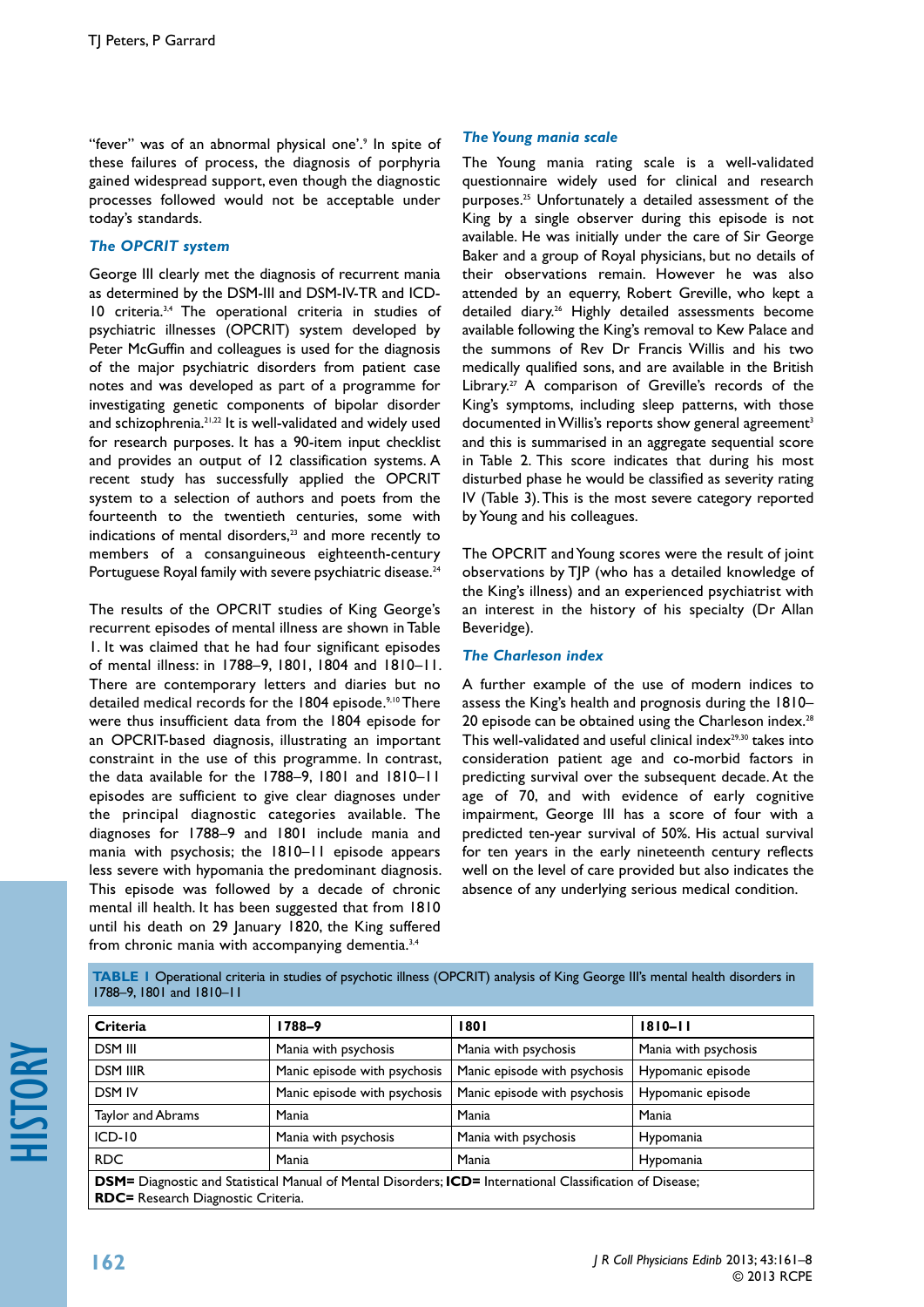"fever" was of an abnormal physical one'.[9] In spite of these failures of process, the diagnosis of porphyria gained widespread support, even though the diagnostic processes followed would not be acceptable under today's standards.

### *The OPCRIT system*

George III clearly met the diagnosis of recurrent mania as determined by the DSM-III and DSM-IV-TR and ICD-10 criteria.[3,4] The operational criteria in studies of psychiatric illnesses (OPCRIT) system developed by Peter McGuffin and colleagues is used for the diagnosis of the major psychiatric disorders from patient case notes and was developed as part of a programme for investigating genetic components of bipolar disorder and schizophrenia.[21,22] It is well-validated and widely used for research purposes. It has a 90-item input checklist and provides an output of 12 classification systems. A recent study has successfully applied the OPCRIT system to a selection of authors and poets from the fourteenth to the twentieth centuries, some with indications of mental disorders,[23] and more recently to members of a consanguineous eighteenth-century Portuguese Royal family with severe psychiatric disease.[24]

The results of the OPCRIT studies of King George's recurrent episodes of mental illness are shown in Table 1. It was claimed that he had four significant episodes of mental illness: in 1788–9, 1801, 1804 and 1810–11. There are contemporary letters and diaries but no detailed medical records for the 1804 episode.[9,10] There were thus insufficient data from the 1804 episode for an OPCRIT-based diagnosis, illustrating an important constraint in the use of this programme. In contrast, the data available for the 1788–9, 1801 and 1810–11 episodes are sufficient to give clear diagnoses under the principal diagnostic categories available. The diagnoses for 1788–9 and 1801 include mania and mania with psychosis; the 1810–11 episode appears less severe with hypomania the predominant diagnosis. This episode was followed by a decade of chronic mental ill health. It has been suggested that from 1810 until his death on 29 January 1820, the King suffered from chronic mania with accompanying dementia.[3,4]

### *The Young mania scale*

The Young mania rating scale is a well-validated questionnaire widely used for clinical and research purposes.[25] Unfortunately a detailed assessment of the King by a single observer during this episode is not available. He was initially under the care of Sir George Baker and a group of Royal physicians, but no details of their observations remain. However he was also attended by an equerry, Robert Greville, who kept a detailed diary.[26] Highly detailed assessments become available following the King's removal to Kew Palace and the summons of Rev Dr Francis Willis and his two medically qualified sons, and are available in the British Library.[27] A comparison of Greville's records of the King's symptoms, including sleep patterns, with those documented in Willis's reports show general agreement[3] and this is summarised in an aggregate sequential score in Table 2. This score indicates that during his most disturbed phase he would be classified as severity rating IV (Table 3). This is the most severe category reported by Young and his colleagues.

The OPCRIT and Young scores were the result of joint observations by TJP (who has a detailed knowledge of the King's illness) and an experienced psychiatrist with an interest in the history of his specialty (Dr Allan Beveridge).

### *The Charleson index*

A further example of the use of modern indices to assess the King's health and prognosis during the 1810–20 episode can be obtained using the Charleson index.[28] This well-validated and useful clinical index[29,30] takes into consideration patient age and co-morbid factors in predicting survival over the subsequent decade. At the age of 70, and with evidence of early cognitive impairment, George III has a score of four with a predicted ten-year survival of 50%. His actual survival for ten years in the early nineteenth century reflects well on the level of care provided but also indicates the absence of any underlying serious medical condition.

**TABLE 1** Operational criteria in studies of psychotic illness (OPCRIT) analysis of King George III's mental health disorders in 1788–9, 1801 and 1810–11

| Criteria | 1788–9 | 1801 | 1810–11 |
|---|---|---|---|
| DSM III | Mania with psychosis | Mania with psychosis | Mania with psychosis |
| DSM IIIR | Manic episode with psychosis | Manic episode with psychosis | Hypomanic episode |
| DSM IV | Manic episode with psychosis | Manic episode with psychosis | Hypomanic episode |
| Taylor and Abrams | Mania | Mania | Mania |
| ICD-10 | Mania with psychosis | Mania with psychosis | Hypomania |
| RDC | Mania | Mania | Hypomania |

**DSM**= Diagnostic and Statistical Manual of Mental Disorders; **ICD**= International Classification of Disease; **RDC**= Research Diagnostic Criteria.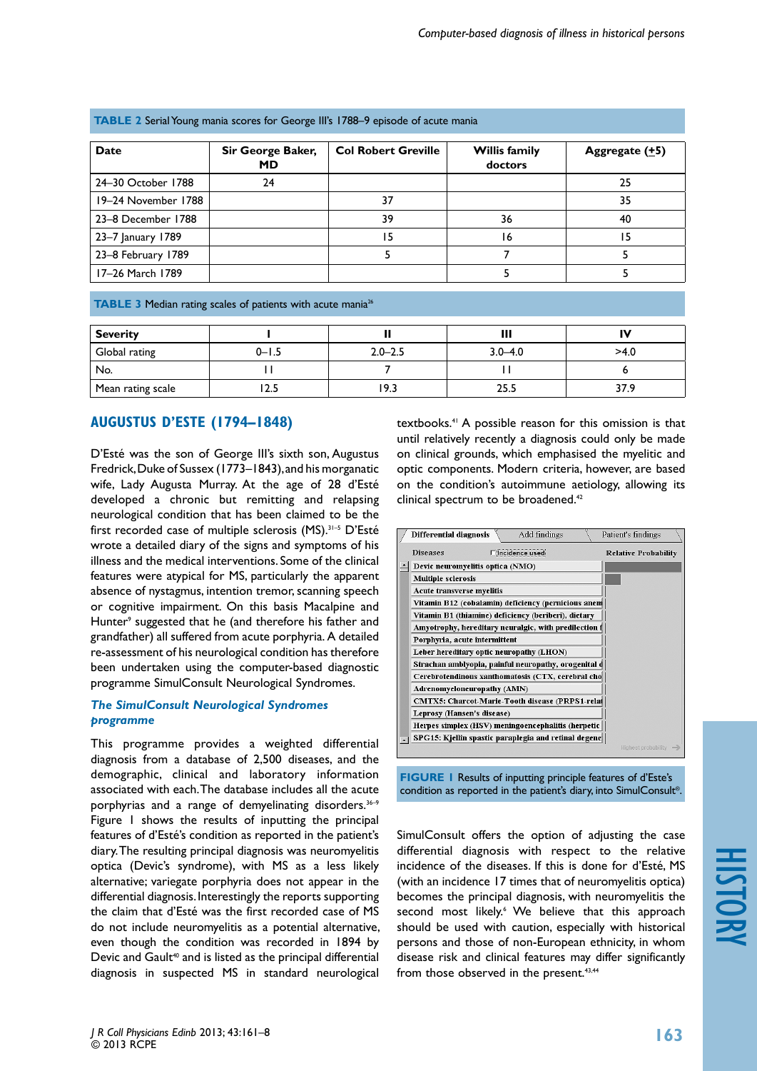**TABLE 2** Serial Young mania scores for George III's 1788–9 episode of acute mania

| Date | Sir George Baker, MD | Col Robert Greville | Willis family doctors | Aggregate (±5) |
|---|---|---|---|---|
| 24–30 October 1788 | 24 | | | 25 |
| 19–24 November 1788 | | 37 | | 35 |
| 23–8 December 1788 | | 39 | 36 | 40 |
| 23–7 January 1789 | | 15 | 16 | 15 |
| 23–8 February 1789 | | 5 | 7 | 5 |
| 17–26 March 1789 | | | 5 | 5 |

**TABLE 3** Median rating scales of patients with acute mania[26]

| Severity | I | II | III | IV |
|---|---|---|---|---|
| Global rating | 0–1.5 | 2.0–2.5 | 3.0–4.0 | >4.0 |
| No. | 11 | 7 | 11 | 6 |
| Mean rating scale | 12.5 | 19.3 | 25.5 | 37.9 |

## AUGUSTUS D'ESTE (1794–1848)

D'Esté was the son of George III's sixth son, Augustus Fredrick, Duke of Sussex (1773–1843), and his morganatic wife, Lady Augusta Murray. At the age of 28 d'Esté developed a chronic but remitting and relapsing neurological condition that has been claimed to be the first recorded case of multiple sclerosis (MS).[31–5] D'Esté wrote a detailed diary of the signs and symptoms of his illness and the medical interventions. Some of the clinical features were atypical for MS, particularly the apparent absence of nystagmus, intention tremor, scanning speech or cognitive impairment. On this basis Macalpine and Hunter[9] suggested that he (and therefore his father and grandfather) all suffered from acute porphyria. A detailed re-assessment of his neurological condition has therefore been undertaken using the computer-based diagnostic programme SimulConsult Neurological Syndromes.

### *The SimulConsult Neurological Syndromes programme*

This programme provides a weighted differential diagnosis from a database of 2,500 diseases, and the demographic, clinical and laboratory information associated with each. The database includes all the acute porphyrias and a range of demyelinating disorders.[36–9] Figure 1 shows the results of inputting the principal features of d'Esté's condition as reported in the patient's diary. The resulting principal diagnosis was neuromyelitis optica (Devic's syndrome), with MS as a less likely alternative; variegate porphyria does not appear in the differential diagnosis. Interestingly the reports supporting the claim that d'Esté was the first recorded case of MS do not include neuromyelitis as a potential alternative, even though the condition was recorded in 1894 by Devic and Gault[40] and is listed as the principal differential diagnosis in suspected MS in standard neurological textbooks.[41] A possible reason for this omission is that until relatively recently a diagnosis could only be made on clinical grounds, which emphasised the myelitic and optic components. Modern criteria, however, are based on the condition's autoimmune aetiology, allowing its clinical spectrum to be broadened.[42]

**FIGURE 1** Results of inputting principle features of d'Este's condition as reported in the patient's diary, into SimulConsult®.

SimulConsult offers the option of adjusting the case differential diagnosis with respect to the relative incidence of the diseases. If this is done for d'Esté, MS (with an incidence 17 times that of neuromyelitis optica) becomes the principal diagnosis, with neuromyelitis the second most likely.[6] We believe that this approach should be used with caution, especially with historical persons and those of non-European ethnicity, in whom disease risk and clinical features may differ significantly from those observed in the present.[43,44]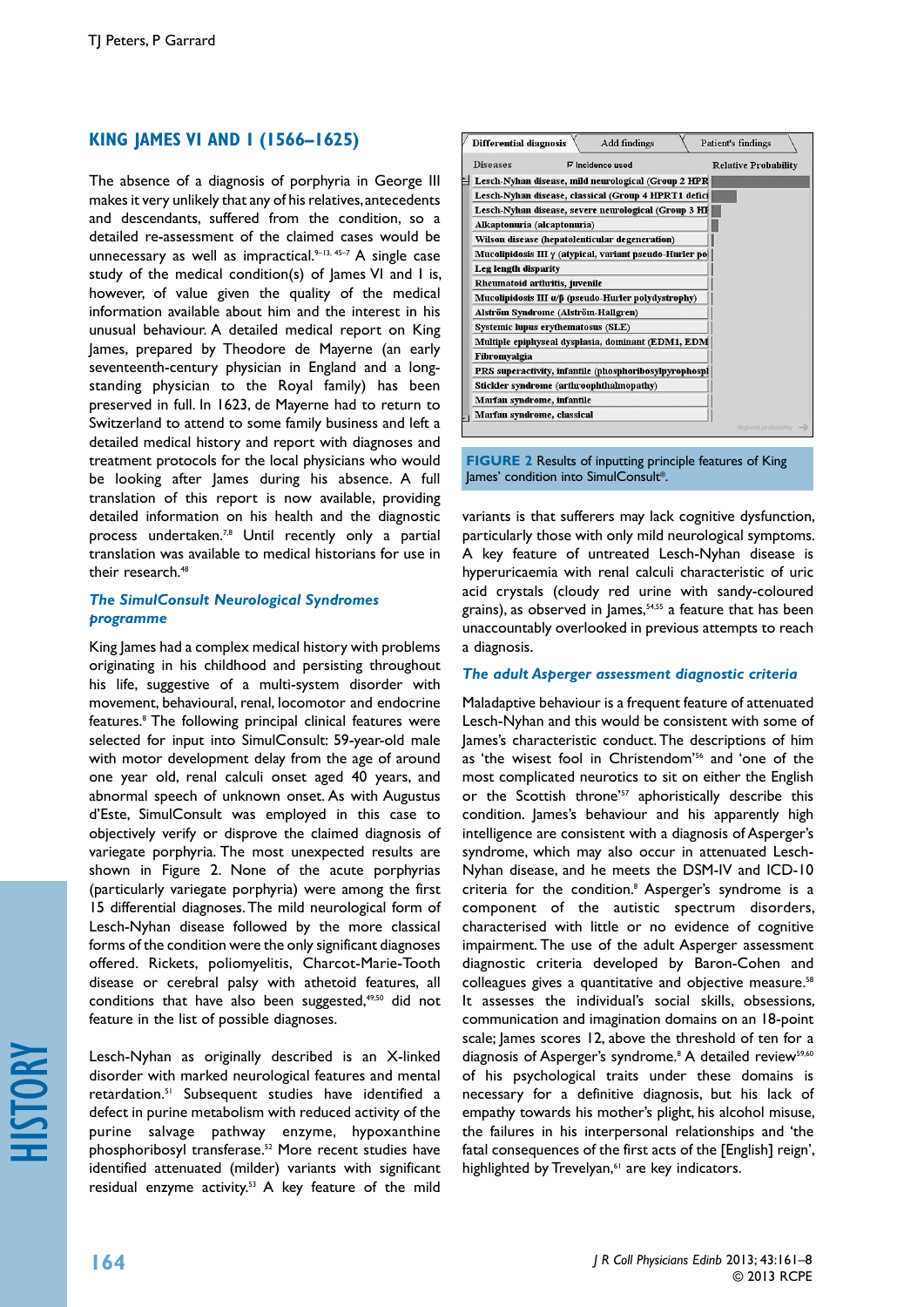## KING JAMES VI AND I (1566–1625)

The absence of a diagnosis of porphyria in George III makes it very unlikely that any of his relatives, antecedents and descendants, suffered from the condition, so a detailed re-assessment of the claimed cases would be unnecessary as well as impractical.[9–13, 45–7] A single case study of the medical condition(s) of James VI and I is, however, of value given the quality of the medical information available about him and the interest in his unusual behaviour. A detailed medical report on King James, prepared by Theodore de Mayerne (an early seventeenth-century physician in England and a long-standing physician to the Royal family) has been preserved in full. In 1623, de Mayerne had to return to Switzerland to attend to some family business and left a detailed medical history and report with diagnoses and treatment protocols for the local physicians who would be looking after James during his absence. A full translation of this report is now available, providing detailed information on his health and the diagnostic process undertaken.[7,8] Until recently only a partial translation was available to medical historians for use in their research.[48]

### *The SimulConsult Neurological Syndromes programme*

King James had a complex medical history with problems originating in his childhood and persisting throughout his life, suggestive of a multi-system disorder with movement, behavioural, renal, locomotor and endocrine features.[8] The following principal clinical features were selected for input into SimulConsult: 59-year-old male with motor development delay from the age of around one year old, renal calculi onset aged 40 years, and abnormal speech of unknown onset. As with Augustus d'Este, SimulConsult was employed in this case to objectively verify or disprove the claimed diagnosis of variegate porphyria. The most unexpected results are shown in Figure 2. None of the acute porphyrias (particularly variegate porphyria) were among the first 15 differential diagnoses. The mild neurological form of Lesch-Nyhan disease followed by the more classical forms of the condition were the only significant diagnoses offered. Rickets, poliomyelitis, Charcot-Marie-Tooth disease or cerebral palsy with athetoid features, all conditions that have been suggested,[49,50] did not feature in the list of possible diagnoses.

Lesch-Nyhan as originally described is an X-linked disorder with marked neurological features and mental retardation.[51] Subsequent studies have identified a defect in purine metabolism with reduced activity of the purine salvage pathway enzyme, hypoxanthine phosphoribosyl transferase.[52] More recent studies have identified attenuated (milder) variants with significant residual enzyme activity.[53] A key feature of the mild

| Diseases | Relative Probability |
|---|---|
| Lesch-Nyhan disease, mild neurological (Group 2 HPR | |
| Lesch-Nyhan disease, classical (Group 4 HPRT1 defici | |
| Lesch-Nyhan disease, severe neurological (Group 3 HI | |
| Alkaptonuria (alcaptonuria) | |
| Wilson disease (hepatolenticular degeneration) | |
| Mucolipidosis III γ (atypical, variant pseudo-Hurler po | |
| Leg length disparity | |
| Rheumatoid arthritis, juvenile | |
| Mucolipidosis III α/β (pseudo-Hurler polydystrophy) | |
| Alström Syndrome (Alström-Hallgren) | |
| Systemic lupus erythematosus (SLE) | |
| Multiple epiphyseal dysplasia, dominant (EDM1, EDM | |
| Fibromyalgia | |
| PRS superactivity, infantile (phosphoribosylpyrophospl | |
| Stickler syndrome (arthroophthalmopathy) | |
| Marfan syndrome, infantile | |
| Marfan syndrome, classical | |

**FIGURE 2** Results of inputting principle features of King James' condition into SimulConsult®.

variants is that sufferers may lack cognitive dysfunction, particularly those with only mild neurological symptoms. A key feature of untreated Lesch-Nyhan disease is hyperuricaemia with renal calculi characteristic of uric acid crystals (cloudy red urine with sandy-coloured grains), as observed in James,[54,55] a feature that has been unaccountably overlooked in previous attempts to reach a diagnosis.

### *The adult Asperger assessment diagnostic criteria*

Maladaptive behaviour is a frequent feature of attenuated Lesch-Nyhan and this would be consistent with some of James's characteristic conduct. The descriptions of him as 'the wisest fool in Christendom'[56] and 'one of the most complicated neurotics to sit on either the English or the Scottish throne'[57] aphoristically describe this condition. James's behaviour and his apparently high intelligence are consistent with a diagnosis of Asperger's syndrome, which may also occur in attenuated Lesch-Nyhan disease, and he meets the DSM-IV and ICD-10 criteria for the condition.[8] Asperger's syndrome is a component of the autistic spectrum disorders, characterised with little or no evidence of cognitive impairment. The use of the adult Asperger assessment diagnostic criteria developed by Baron-Cohen and colleagues gives a quantitative and objective measure.[58] It assesses the individual's social skills, obsessions, communication and imagination domains on an 18-point scale; James scores 12, above the threshold of ten for a diagnosis of Asperger's syndrome.[8] A detailed review[59,60] of his psychological traits under these domains is necessary for a definitive diagnosis, but his lack of empathy towards his mother's plight, his alcohol misuse, the failures in his interpersonal relationships and 'the fatal consequences of the first acts of the [English] reign', highlighted by Trevelyan,[61] are key indicators.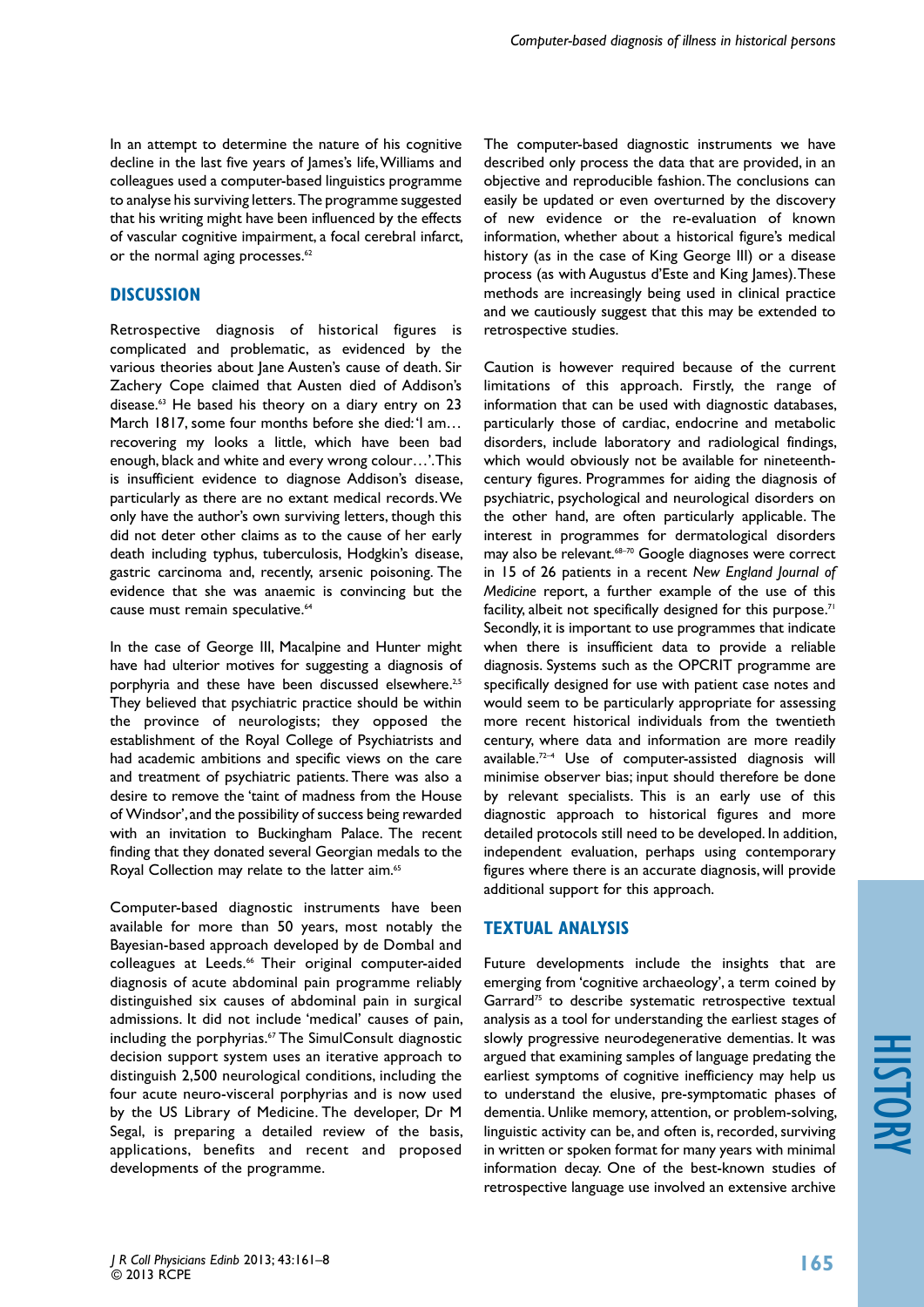In an attempt to determine the nature of his cognitive decline in the last five years of James's life, Williams and colleagues used a computer-based linguistics programme to analyse his surviving letters. The programme suggested that his writing might have been influenced by the effects of vascular cognitive impairment, a focal cerebral infarct, or the normal aging processes.[62]

## DISCUSSION

Retrospective diagnosis of historical figures is complicated and problematic, as evidenced by the various theories about Jane Austen's cause of death. Sir Zachery Cope claimed that Austen died of Addison's disease.[63] He based his theory on a diary entry on 23 March 1817, some four months before she died: 'I am… recovering my looks a little, which have been bad enough, black and white and every wrong colour…'. This is insufficient evidence to diagnose Addison's disease, particularly as there are no extant medical records. We only have the author's own surviving letters, though this did not deter other claims as to the cause of her early death including typhus, tuberculosis, Hodgkin's disease, gastric carcinoma and, recently, arsenic poisoning. The evidence that she was anaemic is convincing but the cause must remain speculative.[64]

In the case of George III, Macalpine and Hunter might have had ulterior motives for suggesting a diagnosis of porphyria and these have been discussed elsewhere.[2,5] They believed that psychiatric practice should be within the province of neurologists; they opposed the establishment of the Royal College of Psychiatrists and had academic ambitions and specific views on the care and treatment of psychiatric patients. There was also a desire to remove the 'taint of madness from the House of Windsor', and the possibility of success being rewarded with an invitation to Buckingham Palace. The recent finding that they donated several Georgian medals to the Royal Collection may relate to the latter aim.[65]

Computer-based diagnostic instruments have been available for more than 50 years, most notably the Bayesian-based approach developed by de Dombal and colleagues at Leeds.[66] Their original computer-aided diagnosis of acute abdominal pain programme reliably distinguished six causes of abdominal pain in surgical admissions. It did not include 'medical' causes of pain, including the porphyrias.[67] The SimulConsult diagnostic decision support system uses an iterative approach to distinguish 2,500 neurological conditions, including the four acute neuro-visceral porphyrias and is now used by the US Library of Medicine. The developer, Dr M Segal, is preparing a detailed review of the basis, applications, benefits and recent and proposed developments of the programme.

The computer-based diagnostic instruments we have described only process the data that are provided, in an objective and reproducible fashion. The conclusions can easily be updated or even overturned by the discovery of new evidence or the re-evaluation of known information, whether about a historical figure's medical history (as in the case of King George III) or a disease process (as with Augustus d'Este and King James). These methods are increasingly being used in clinical practice and we cautiously suggest that this may be extended to retrospective studies.

Caution is however required because of the current limitations of this approach. Firstly, the range of information that can be used with diagnostic databases, particularly those of cardiac, endocrine and metabolic disorders, include laboratory and radiological findings, which would obviously not be available for nineteenth-century figures. Programmes for aiding the diagnosis of psychiatric, psychological and neurological disorders on the other hand, are often particularly applicable. The interest in programmes for dermatological disorders may also be relevant.[68–70] Google diagnoses were correct in 15 of 26 patients in a recent *New England Journal of Medicine* report, a further example of the use of this facility, albeit not specifically designed for this purpose.[71] Secondly, it is important to use programmes that indicate when there is insufficient data to provide a reliable diagnosis. Systems such as the OPCRIT programme are specifically designed for use with patient case notes and would seem to be particularly appropriate for assessing more recent historical individuals from the twentieth century, where data and information are more readily available.[72–4] Use of computer-assisted diagnosis will minimise observer bias; input should therefore be done by relevant specialists. This is an early use of this diagnostic approach to historical figures and more detailed protocols still need to be developed. In addition, independent evaluation, perhaps using contemporary figures where there is an accurate diagnosis, will provide additional support for this approach.

## TEXTUAL ANALYSIS

Future developments include the insights that are emerging from 'cognitive archaeology', a term coined by Garrard[75] to describe systematic retrospective textual analysis as a tool for understanding the earliest stages of slowly progressive neurodegenerative dementias. It was argued that examining samples of language predating the earliest symptoms of cognitive inefficiency may help us to understand the elusive, pre-symptomatic phases of dementia. Unlike memory, attention, or problem-solving, linguistic activity can be, and often is, recorded, surviving in written or spoken format for many years with minimal information decay. One of the best-known studies of retrospective language use involved an extensive archive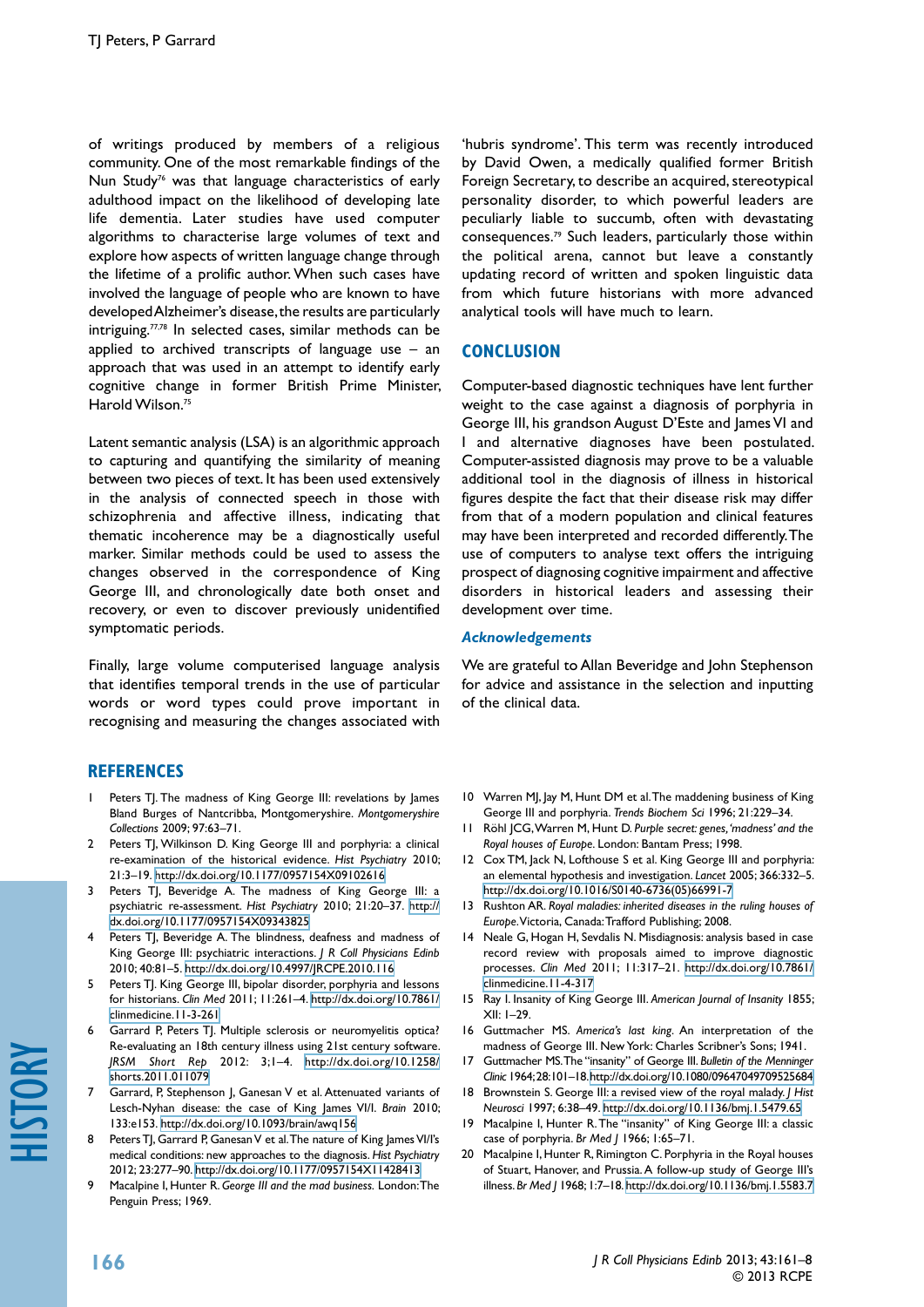of writings produced by members of a religious community. One of the most remarkable findings of the Nun Study[76] was that language characteristics of early adulthood impact on the likelihood of developing late life dementia. Later studies have used computer algorithms to characterise large volumes of text and explore how aspects of written language change through the lifetime of a prolific author. When such cases have involved the language of people who are known to have developed Alzheimer's disease, the results are particularly intriguing.[77,78] In selected cases, similar methods can be applied to archived transcripts of language use – an approach that was used in an attempt to identify early cognitive change in former British Prime Minister, Harold Wilson.[75]

Latent semantic analysis (LSA) is an algorithmic approach to capturing and quantifying the similarity of meaning between two pieces of text. It has been used extensively in the analysis of connected speech in those with schizophrenia and affective illness, indicating that thematic incoherence may be a diagnostically useful marker. Similar methods could be used to assess the changes observed in the correspondence of King George III, and chronologically date both onset and recovery, or even to discover previously unidentified symptomatic periods.

Finally, large volume computerised language analysis that identifies temporal trends in the use of particular words or word types could prove important in recognising and measuring the changes associated with 'hubris syndrome'. This term was recently introduced by David Owen, a medically qualified former British Foreign Secretary, to describe an acquired, stereotypical personality disorder, to which powerful leaders are peculiarly liable to succumb, often with devastating consequences.[79] Such leaders, particularly those within the political arena, cannot but leave a constantly updating record of written and spoken linguistic data from which future historians with more advanced analytical tools will have much to learn.

## CONCLUSION

Computer-based diagnostic techniques have lent further weight to the case against a diagnosis of porphyria in George III, his grandson August D'Este and James VI and I and alternative diagnoses have been postulated. Computer-assisted diagnosis may prove to be a valuable additional tool in the diagnosis of illness in historical figures despite the fact that their disease risk may differ from that of a modern population and clinical features may have been interpreted and recorded differently. The use of computers to analyse text offers the intriguing prospect of diagnosing cognitive impairment and affective disorders in historical leaders and assessing their development over time.

### *Acknowledgements*

We are grateful to Allan Beveridge and John Stephenson for advice and assistance in the selection and inputting of the clinical data.

## REFERENCES

1. Peters TJ. The madness of King George III: revelations by James Bland Burges of Nantcribba, Montgomeryshire. *Montgomeryshire Collections* 2009; 97:63–71.
2. Peters TJ, Wilkinson D. King George III and porphyria: a clinical re-examination of the historical evidence. *Hist Psychiatry* 2010; 21:3–19. http://dx.doi.org/10.1177/0957154X09102616
3. Peters TJ, Beveridge A. The madness of King George III: a psychiatric re-assessment. *Hist Psychiatry* 2010; 21:20–37. http://dx.doi.org/10.1177/0957154X09343825
4. Peters TJ, Beveridge A. The blindness, deafness and madness of King George III: psychiatric interactions. *J R Coll Physicians Edinb* 2010; 40:81–5. http://dx.doi.org/10.4997/JRCPE.2010.116
5. Peters TJ. King George III, bipolar disorder, porphyria and lessons for historians. *Clin Med* 2011; 11:261–4. http://dx.doi.org/10.7861/clinmedicine.11-3-261
6. Garrard P, Peters TJ. Multiple sclerosis or neuromyelitis optica? Re-evaluating an 18th century illness using 21st century software. *JRSM Short Rep* 2012: 3;1–4. http://dx.doi.org/10.1258/shorts.2011.011079
7. Garrard, P, Stephenson J, Ganesan V et al. Attenuated variants of Lesch-Nyhan disease: the case of King James VI/I. *Brain* 2010; 133:e153. http://dx.doi.org/10.1093/brain/awq156
8. Peters TJ, Garrard P, Ganesan V et al. The nature of King James VI/I's medical conditions: new approaches to the diagnosis. *Hist Psychiatry* 2012; 23:277–90. http://dx.doi.org/10.1177/0957154X11428413
9. Macalpine I, Hunter R. *George III and the mad business.* London: The Penguin Press; 1969.
10. Warren MJ, Jay M, Hunt DM et al. The maddening business of King George III and porphyria. *Trends Biochem Sci* 1996; 21:229–34.
11. Röhl JCG, Warren M, Hunt D. *Purple secret: genes, 'madness' and the Royal houses of Europe*. London: Bantam Press; 1998.
12. Cox TM, Jack N, Lofthouse S et al. King George III and porphyria: an elemental hypothesis and investigation. *Lancet* 2005; 366:332–5. http://dx.doi.org/10.1016/S0140-6736(05)66991-7
13. Rushton AR. *Royal maladies: inherited diseases in the ruling houses of Europe*. Victoria, Canada: Trafford Publishing; 2008.
14. Neale G, Hogan H, Sevdalis N. Misdiagnosis: analysis based in case record review with proposals aimed to improve diagnostic processes. *Clin Med* 2011; 11:317–21. http://dx.doi.org/10.7861/clinmedicine.11-4-317
15. Ray I. Insanity of King George III. *American Journal of Insanity* 1855; XII: 1–29.
16. Guttmacher MS. *America's last king*. An interpretation of the madness of George III. New York: Charles Scribner's Sons; 1941.
17. Guttmacher MS. The "insanity" of George III. *Bulletin of the Menninger Clinic* 1964; 28:101–18. http://dx.doi.org/10.1080/09647049709525684
18. Brownstein S. George III: a revised view of the royal malady. *J Hist Neurosci* 1997; 6:38–49. http://dx.doi.org/10.1136/bmj.1.5479.65
19. Macalpine I, Hunter R. The "insanity" of King George III: a classic case of porphyria. *Br Med J* 1966; 1:65–71.
20. Macalpine I, Hunter R, Rimington C. Porphyria in the Royal houses of Stuart, Hanover, and Prussia. A follow-up study of George III's illness. *Br Med J* 1968; 1:7–18. http://dx.doi.org/10.1136/bmj.1.5583.7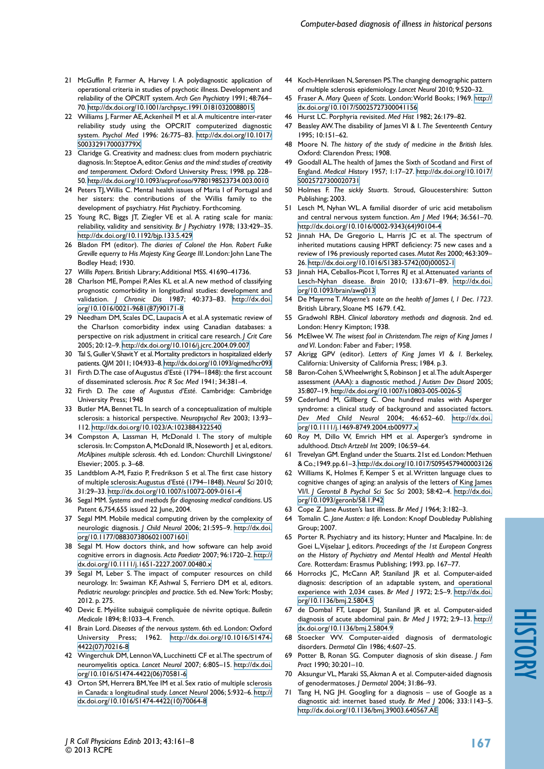21 McGuffin P, Farmer A, Harvey I. A polydiagnostic application of operational criteria in studies of psychotic illness. Development and reliability of the OPCRIT system. *Arch Gen Psychiatry* 1991; 48:764–70. http://dx.doi.org/10.1001/archpsyc.1991.01810320088015

22 Williams J, Farmer AE, Ackenheil M et al. A multicentre inter-rater reliability study using the OPCRIT computerized diagnostic system. *Psychol Med* 1996: 26:775–83. http://dx.doi.org/10.1017/S003329170003779X

23 Claridge G. Creativity and madness: clues from modern psychiatric diagnosis. In: Steptoe A, editor. *Genius and the mind: studies of creativity and temperament.* Oxford: Oxford University Press; 1998. pp. 228–50. http://dx.doi.org/10.1093/acprof:oso/9780198523734.003.0010

24 Peters TJ, Willis C. Mental health issues of Maria I of Portugal and her sisters: the contributions of the Willis family to the development of psychiatry. *Hist Psychiatry*. Forthcoming.

25 Young RC, Biggs JT, Ziegler VE et al. A rating scale for mania: reliability, validity and sensitivity. *Br J Psychiatry* 1978; 133:429–35. http://dx.doi.org/10.1192/bjp.133.5.429

26 Bladon FM (editor). *The diaries of Colonel the Hon. Robert Fulke Greville equerry to His Majesty King George III*. London: John Lane The Bodley Head; 1930.

27 *Willis Papers*. British Library; Additional MSS. 41690–41736.

28 Charlson ME, Pompei P, Ales KL et al. A new method of classifying prognostic comorbidity in longitudinal studies: development and validation. *J Chronic Dis* 1987; 40:373–83. http://dx.doi.org/10.1016/0021-9681(87)90171-8

29 Needham DM, Scales DC, Laupacis A et al. A systematic review of the Charlson comorbidity index using Canadian databases: a perspective on risk adjustment in critical care research. *J Crit Care* 2005; 20:12–9. http://dx.doi.org/10.1016/j.jcrc.2004.09.007

30 Tal S, Guller V, Shavit Y et al. Mortality predictors in hospitalized elderly patients. *QJM* 2011; 104:933–8. http://dx.doi.org/10.1093/qjmed/hcr093

31 Firth D. The case of Augustus d'Esté (1794–1848): the first account of disseminated sclerosis. *Proc R Soc Med* 1941; 34:381–4.

32 Firth D. *The case of Augustus d'Esté*. Cambridge: Cambridge University Press; 1948

33 Butler MA, Bennet TL. In search of a conceptualization of multiple sclerosis: a historical perspective. *Neuropsychol Rev* 2003; 13:93–112. http://dx.doi.org/10.1023/A:1023884322540

34 Compston A, Lassman H, McDonald I. The story of multiple sclerosis. In: Compston A, McDonald IR, Noseworth J et al, editors. *McAlpines multiple sclerosis*. 4th ed. London: Churchill Livingstone/Elsevier; 2005. p. 3–68.

35 Landtblom A-M, Fazio P, Fredrikson S et al. The first case history of multiple sclerosis: Augustus d'Esté (1794–1848). *Neurol Sci* 2010; 31:29–33. http://dx.doi.org/10.1007/s10072-009-0161-4

36 Segal MM. *Systems and methods for diagnosing medical conditions*. US Patent 6,754,655 issued 22 June, 2004.

37 Segal MM. Mobile medical computing driven by the complexity of neurologic diagnosis. *J Child Neurol* 2006; 21:595–9. http://dx.doi.org/10.1177/08830738060210071601

38 Segal M. How doctors think, and how software can help avoid cognitive errors in diagnosis. *Acta Paediatr* 2007; 96:1720–2. http://dx.doi.org/10.1111/j.1651-2227.2007.00480.x

39 Segal M, Leber S. The impact of computer resources on child neurology. In: Swaiman KF, Ashwal S, Ferriero DM et al, editors. *Pediatric neurology: principles and practice*. 5th ed. New York: Mosby; 2012. p. 275.

40 Devic E. Myélite subaiguë compliquée de névrite optique. *Bulletin Medicale* 1894; 8:1033–4. French.

41 Brain Lord. *Diseases of the nervous system*. 6th ed. London: Oxford University Press; 1962. http://dx.doi.org/10.1016/S1474-4422(07)70216-8

42 Wingerchuk DM, Lennon VA, Lucchinetti CF et al. The spectrum of neuromyelitis optica. *Lancet Neurol* 2007; 6:805–15. http://dx.doi.org/10.1016/S1474-4422(06)70581-6

43 Orton SM, Herrera BM, Yee IM et al. Sex ratio of multiple sclerosis in Canada: a longitudinal study. *Lancet Neurol* 2006; 5:932–6. http://dx.doi.org/10.1016/S1474-4422(10)70064-8

44 Koch-Henriksen N, Sørensen PS. The changing demographic pattern of multiple sclerosis epidemiology. *Lancet Neurol* 2010; 9:520–32.

45 Fraser A. *Mary Queen of Scots*. London: World Books; 1969. http://dx.doi.org/10.1017/S0025727300041156

46 Hurst LC. Porphyria revisited. *Med Hist* 1982; 26:179–82.

47 Beasley AW. The disability of James VI & I. *The Seventeenth Century* 1995; 10:151–62.

48 Moore N. *The history of the study of medicine in the British Isles*. Oxford: Clarendon Press; 1908.

49 Goodall AL. The health of James the Sixth of Scotland and First of England. *Medical History* 1957; 1:17–27. http://dx.doi.org/10.1017/S0025727300020731

50 Holmes F. *The sickly Stuarts*. Stroud, Gloucestershire: Sutton Publishing; 2003.

51 Lesch M, Nyhan WL. A familial disorder of uric acid metabolism and central nervous system function. *Am J Med* 1964; 36:561–70. http://dx.doi.org/10.1016/0002-9343(64)90104-4

52 Jinnah HA, De Gregorio L, Harris JC et al. The spectrum of inherited mutations causing HPRT deficiency: 75 new cases and a review of 196 previously reported cases. *Mutat Res* 2000; 463:309–26. http://dx.doi.org/10.1016/S1383-5742(00)00052-1

53 Jinnah HA, Ceballos-Picot I, Torres RJ et al. Attenuated variants of Lesch-Nyhan disease. *Brain* 2010; 133:671–89. http://dx.doi.org/10.1093/brain/awq013

54 De Mayerne T. *Mayerne's note on the health of James I, 1 Dec. 1723*. British Library, Sloane MS 1679. f.42.

55 Gradwohl RBH. *Clinical laboratory methods and diagnosis*. 2nd ed. London: Henry Kimpton; 1938.

56 McElwee W. *The wisest fool in Christendom. The reign of King James I and VI*. London: Faber and Faber; 1958.

57 Akrigg GPV (editor). *Letters of King James VI & I*. Berkeley, California: University of California Press; 1984. p.3.

58 Baron-Cohen S, Wheelwright S, Robinson J et al. The adult Asperger assessment (AAA): a diagnostic method. *J Autism Dev Disord* 2005; 35:807–19. http://dx.doi.org/10.1007/s10803-005-0026-5

59 Cederlund M, Gillberg C. One hundred males with Asperger syndrome: a clinical study of background and associated factors. *Dev Med Child Neurol* 2004; 46:652–60. http://dx.doi.org/10.1111/j.1469-8749.2004.tb00977.x

60 Roy M, Dillo W, Emrich HM et al. Asperger's syndrome in adulthood. *Dtsch Artzebl Int* 2009; 106:59–64.

61 Trevelyan GM. England under the Stuarts. 21st ed. London: Methuen & Co.; 1949. pp. 61–3. http://dx.doi.org/10.1017/S0954579400003126

62 Williams K, Holmes F, Kemper S et al. Written language clues to cognitive changes of aging: an analysis of the letters of King James VI/I. *J Gerontol B Psychol Sci Soc Sci* 2003; 58:42–4. http://dx.doi.org/10.1093/geronb/58.1.P42

63 Cope Z. Jane Austen's last illness. *Br Med J* 1964; 3:182–3.

64 Tomalin C. *Jane Austen: a life*. London: Knopf Doubleday Publishing Group; 2007.

65 Porter R. Psychiatry and its history; Hunter and Macalpine. In: de Goei L, Vijselaar J, editors. *Proceedings of the 1st European Congress on the History of Psychiatry and Mental Health and Mental Health Care*. Rotterdam: Erasmus Publishing; 1993. pp. 167–77.

66 Horrocks JC, McCann AP, Staniland JR et al. Computer-aided diagnosis: description of an adaptable system, and operational experience with 2,034 cases. *Br Med J* 1972; 2:5–9. http://dx.doi.org/10.1136/bmj.2.5804.5

67 de Dombal FT, Leaper DJ, Staniland JR et al. Computer-aided diagnosis of acute abdominal pain. *Br Med J* 1972; 2:9–13. http://dx.doi.org/10.1136/bmj.2.5804.9

68 Stoecker WV. Computer-aided diagnosis of dermatologic disorders. *Dermatol Clin* 1986; 4:607–25.

69 Potter B, Ronan SG. Computer diagnosis of skin disease. *J Fam Pract* 1990; 30:201–10.

70 Aksungur VL, Maraki SS, Akman A et al. Computer-aided diagnosis of genodermatoses. *J Dermatol* 2004; 31:86–93.

71 Tang H, NG JH. Googling for a diagnosis – use of Google as a diagnostic aid: internet based study. *Br Med J* 2006; 333:1143–5. http://dx.doi.org/10.1136/bmj.39003.640567.AE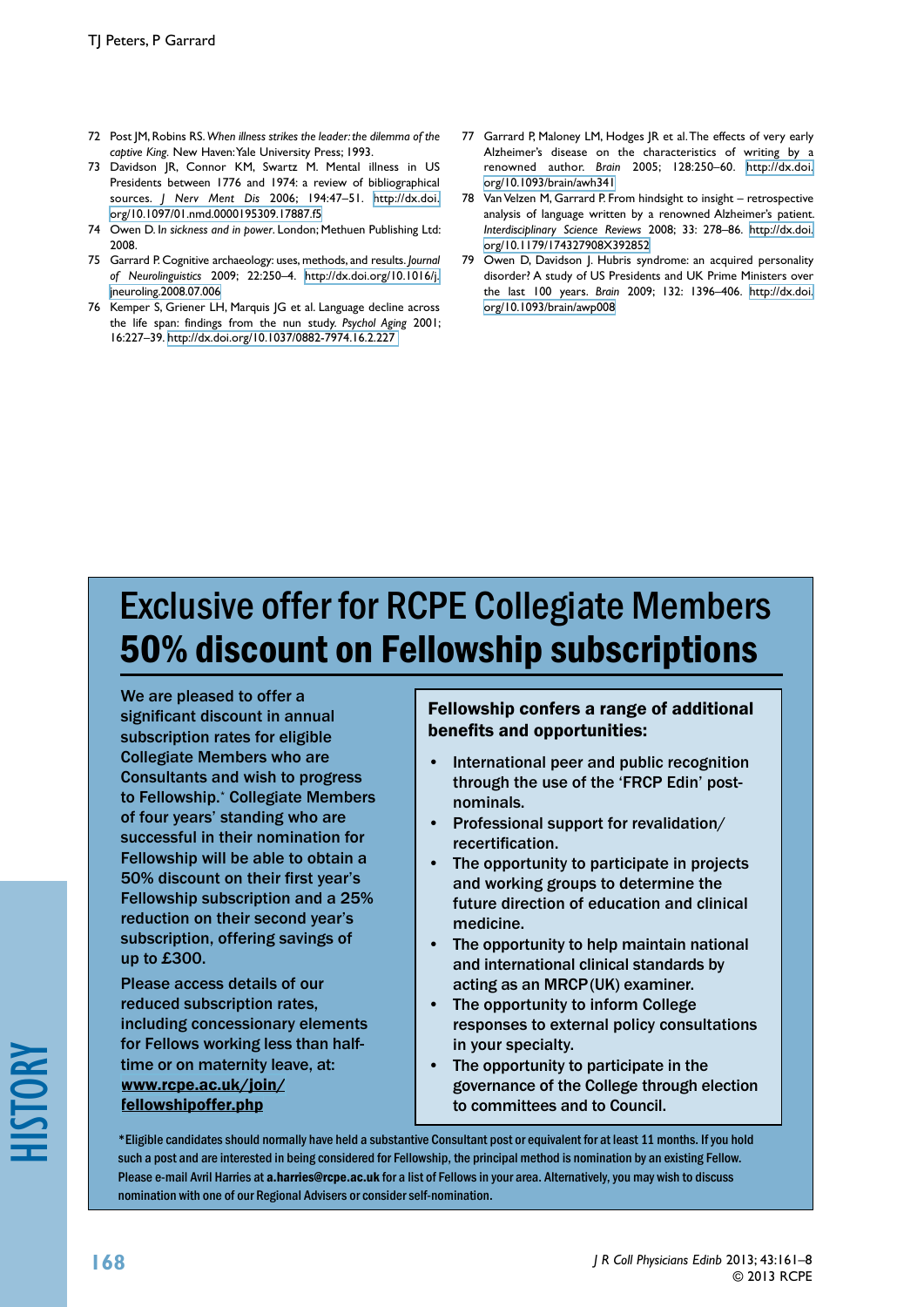72 Post JM, Robins RS. *When illness strikes the leader: the dilemma of the captive King*. New Haven: Yale University Press; 1993.

73 Davidson JR, Connor KM, Swartz M. Mental illness in US Presidents between 1776 and 1974: a review of bibliographical sources. *J Nerv Ment Dis* 2006; 194:47–51. http://dx.doi.org/10.1097/01.nmd.0000195309.17887.f5

74 Owen D. *In sickness and in power*. London; Methuen Publishing Ltd: 2008.

75 Garrard P. Cognitive archaeology: uses, methods, and results. *Journal of Neurolinguistics* 2009; 22:250–4. http://dx.doi.org/10.1016/j.jneuroling.2008.07.006

76 Kemper S, Griener LH, Marquis JG et al. Language decline across the life span: findings from the nun study. *Psychol Aging* 2001; 16:227–39. http://dx.doi.org/10.1037/0882-7974.16.2.227

77 Garrard P, Maloney LM, Hodges JR et al. The effects of very early Alzheimer's disease on the characteristics of writing by a renowned author. *Brain* 2005; 128:250–60. http://dx.doi.org/10.1093/brain/awh341

78 Van Velzen M, Garrard P. From hindsight to insight – retrospective analysis of language written by a renowned Alzheimer's patient. *Interdisciplinary Science Reviews* 2008; 33: 278–86. http://dx.doi.org/10.1179/174327908X392852

79 Owen D, Davidson J. Hubris syndrome: an acquired personality disorder? A study of US Presidents and UK Prime Ministers over the last 100 years. *Brain* 2009; 132: 1396–406. http://dx.doi.org/10.1093/brain/awp008

# Exclusive offer for RCPE Collegiate Members
# 50% discount on Fellowship subscriptions

We are pleased to offer a significant discount in annual subscription rates for eligible Collegiate Members who are Consultants and wish to progress to Fellowship.* Collegiate Members of four years' standing who are successful in their nomination for Fellowship will be able to obtain a 50% discount on their first year's Fellowship subscription and a 25% reduction on their second year's subscription, offering savings of up to £300.

Please access details of our reduced subscription rates, including concessionary elements for Fellows working less than half-time or on maternity leave, at: **www.rcpe.ac.uk/join/fellowshipoffer.php**

**Fellowship confers a range of additional benefits and opportunities:**

- International peer and public recognition through the use of the 'FRCP Edin' post-nominals.
- Professional support for revalidation/recertification.
- The opportunity to participate in projects and working groups to determine the future direction of education and clinical medicine.
- The opportunity to help maintain national and international clinical standards by acting as an MRCP(UK) examiner.
- The opportunity to inform College responses to external policy consultations in your specialty.
- The opportunity to participate in the governance of the College through election to committees and to Council.

*Eligible candidates should normally have held a substantive Consultant post or equivalent for at least 11 months. If you hold such a post and are interested in being considered for Fellowship, the principal method is nomination by an existing Fellow. Please e-mail Avril Harries at **a.harries@rcpe.ac.uk** for a list of Fellows in your area. Alternatively, you may wish to discuss nomination with one of our Regional Advisers or consider self-nomination.